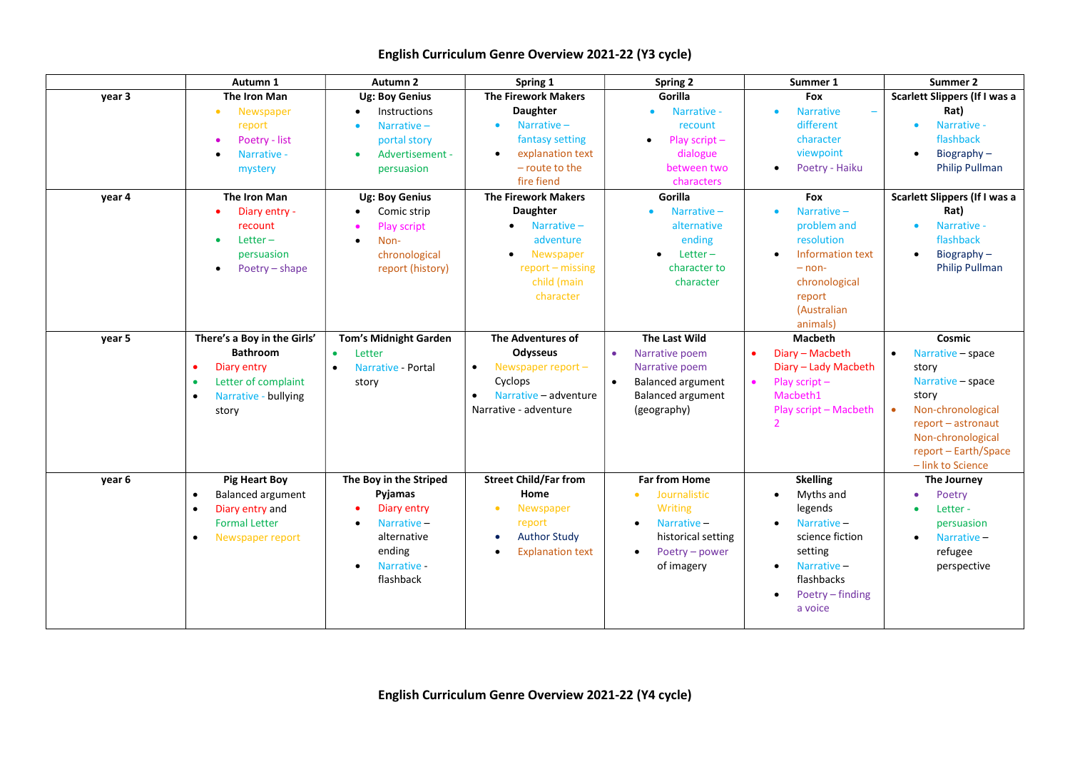# English Curriculum Genre Overview 2021-22 (Y3 cycle)

| | Autumn 1 | Autumn 2 | Spring 1 | Spring 2 | Summer 1 | Summer 2 |
|---|---|---|---|---|---|---|
| **year 3** | **The Iron Man**<br>• Newspaper report<br>• Poetry - list<br>• Narrative - mystery | **Ug: Boy Genius**<br>• Instructions<br>• Narrative – portal story<br>• Advertisement - persuasion | **The Firework Makers Daughter**<br>• Narrative – fantasy setting<br>• explanation text – route to the fire fiend | **Gorilla**<br>• Narrative - recount<br>• Play script – dialogue between two characters | **Fox**<br>• Narrative – different character viewpoint<br>• Poetry - Haiku | **Scarlett Slippers (If I was a Rat)**<br>• Narrative - flashback<br>• Biography – Philip Pullman |
| **year 4** | **The Iron Man**<br>• Diary entry - recount<br>• Letter – persuasion<br>• Poetry – shape | **Ug: Boy Genius**<br>• Comic strip<br>• Play script<br>• Non-chronological report (history) | **The Firework Makers Daughter**<br>• Narrative – adventure<br>• Newspaper report – missing child (main character | **Gorilla**<br>• Narrative – alternative ending<br>• Letter – character to character | **Fox**<br>• Narrative – problem and resolution<br>• Information text – non-chronological report (Australian animals) | **Scarlett Slippers (If I was a Rat)**<br>• Narrative - flashback<br>• Biography – Philip Pullman |
| **year 5** | **There's a Boy in the Girls' Bathroom**<br>• Diary entry<br>• Letter of complaint<br>• Narrative - bullying story | **Tom's Midnight Garden**<br>• Letter<br>• Narrative - Portal story | **The Adventures of Odysseus**<br>• Newspaper report – Cyclops<br>• Narrative – adventure Narrative - adventure | **The Last Wild**<br>• Narrative poem Narrative poem<br>• Balanced argument Balanced argument (geography) | **Macbeth**<br>• Diary – Macbeth Diary – Lady Macbeth<br>• Play script – Macbeth1 Play script – Macbeth 2 | **Cosmic**<br>• Narrative – space story Narrative – space story<br>• Non-chronological report – astronaut Non-chronological report – Earth/Space – link to Science |
| **year 6** | **Pig Heart Boy**<br>• Balanced argument<br>• Diary entry and Formal Letter<br>• Newspaper report | **The Boy in the Striped Pyjamas**<br>• Diary entry<br>• Narrative – alternative ending<br>• Narrative - flashback | **Street Child/Far from Home**<br>• Newspaper report<br>• Author Study<br>• Explanation text | **Far from Home**<br>• Journalistic Writing<br>• Narrative – historical setting<br>• Poetry – power of imagery | **Skelling**<br>• Myths and legends<br>• Narrative – science fiction setting<br>• Narrative – flashbacks<br>• Poetry – finding a voice | **The Journey**<br>• Poetry<br>• Letter - persuasion<br>• Narrative – refugee perspective |

# English Curriculum Genre Overview 2021-22 (Y4 cycle)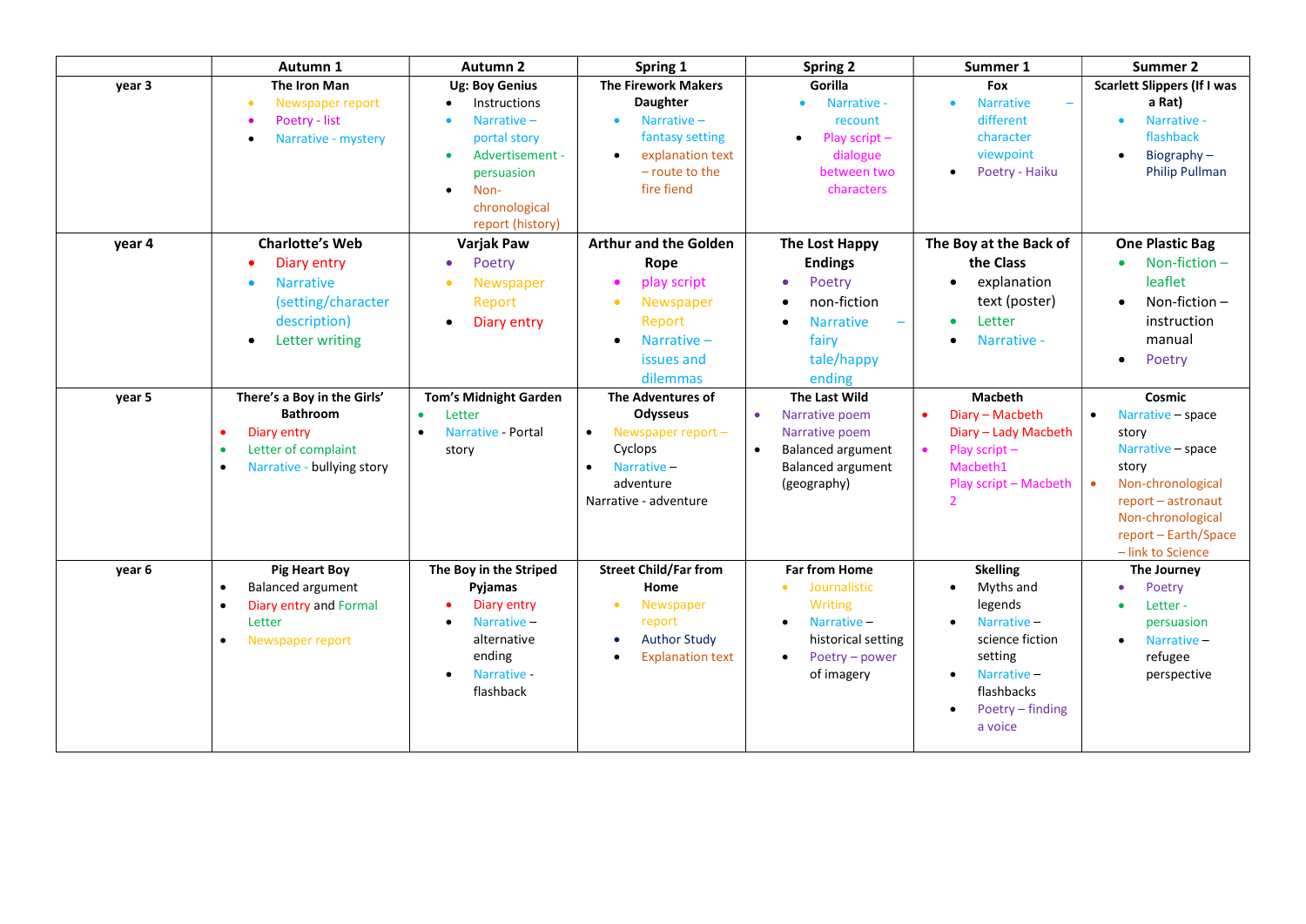| | Autumn 1 | Autumn 2 | Spring 1 | Spring 2 | Summer 1 | Summer 2 |
|---|---|---|---|---|---|---|
| year 3 | **The Iron Man**<br>• Newspaper report<br>• Poetry - list<br>• Narrative - mystery | **Ug: Boy Genius**<br>• Instructions<br>• Narrative – portal story<br>• Advertisement - persuasion<br>• Non-chronological report (history) | **The Firework Makers Daughter**<br>• Narrative – fantasy setting<br>• explanation text – route to the fire fiend | **Gorilla**<br>• Narrative - recount<br>• Play script – dialogue between two characters | **Fox**<br>• Narrative – different character viewpoint<br>• Poetry - Haiku | **Scarlett Slippers (If I was a Rat)**<br>• Narrative - flashback<br>• Biography – Philip Pullman |
| year 4 | **Charlotte's Web**<br>• Diary entry<br>• Narrative (setting/character description)<br>• Letter writing | **Varjak Paw**<br>• Poetry<br>• Newspaper Report<br>• Diary entry | **Arthur and the Golden Rope**<br>• play script<br>• Newspaper Report<br>• Narrative – issues and dilemmas | **The Lost Happy Endings**<br>• Poetry<br>• non-fiction<br>• Narrative – fairy tale/happy ending | **The Boy at the Back of the Class**<br>• explanation text (poster)<br>• Letter<br>• Narrative - | **One Plastic Bag**<br>• Non-fiction – leaflet<br>• Non-fiction – instruction manual<br>• Poetry |
| year 5 | **There's a Boy in the Girls' Bathroom**<br>• Diary entry<br>• Letter of complaint<br>• Narrative - bullying story | **Tom's Midnight Garden**<br>• Letter<br>• Narrative - Portal story | **The Adventures of Odysseus**<br>• Newspaper report – Cyclops<br>• Narrative – adventure<br>Narrative - adventure | **The Last Wild**<br>• Narrative poem<br>Narrative poem<br>• Balanced argument<br>Balanced argument (geography) | **Macbeth**<br>• Diary – Macbeth<br>Diary – Lady Macbeth<br>• Play script – Macbeth1<br>Play script – Macbeth 2 | **Cosmic**<br>• Narrative – space story<br>Narrative – space story<br>• Non-chronological report – astronaut<br>Non-chronological report – Earth/Space – link to Science |
| year 6 | **Pig Heart Boy**<br>• Balanced argument<br>• Diary entry and Formal Letter<br>• Newspaper report | **The Boy in the Striped Pyjamas**<br>• Diary entry<br>• Narrative – alternative ending<br>• Narrative - flashback | **Street Child/Far from Home**<br>• Newspaper report<br>• Author Study<br>• Explanation text | **Far from Home**<br>• Journalistic Writing<br>• Narrative – historical setting<br>• Poetry – power of imagery | **Skelling**<br>• Myths and legends<br>• Narrative – science fiction setting<br>• Narrative – flashbacks<br>• Poetry – finding a voice | **The Journey**<br>• Poetry<br>• Letter - persuasion<br>• Narrative – refugee perspective |